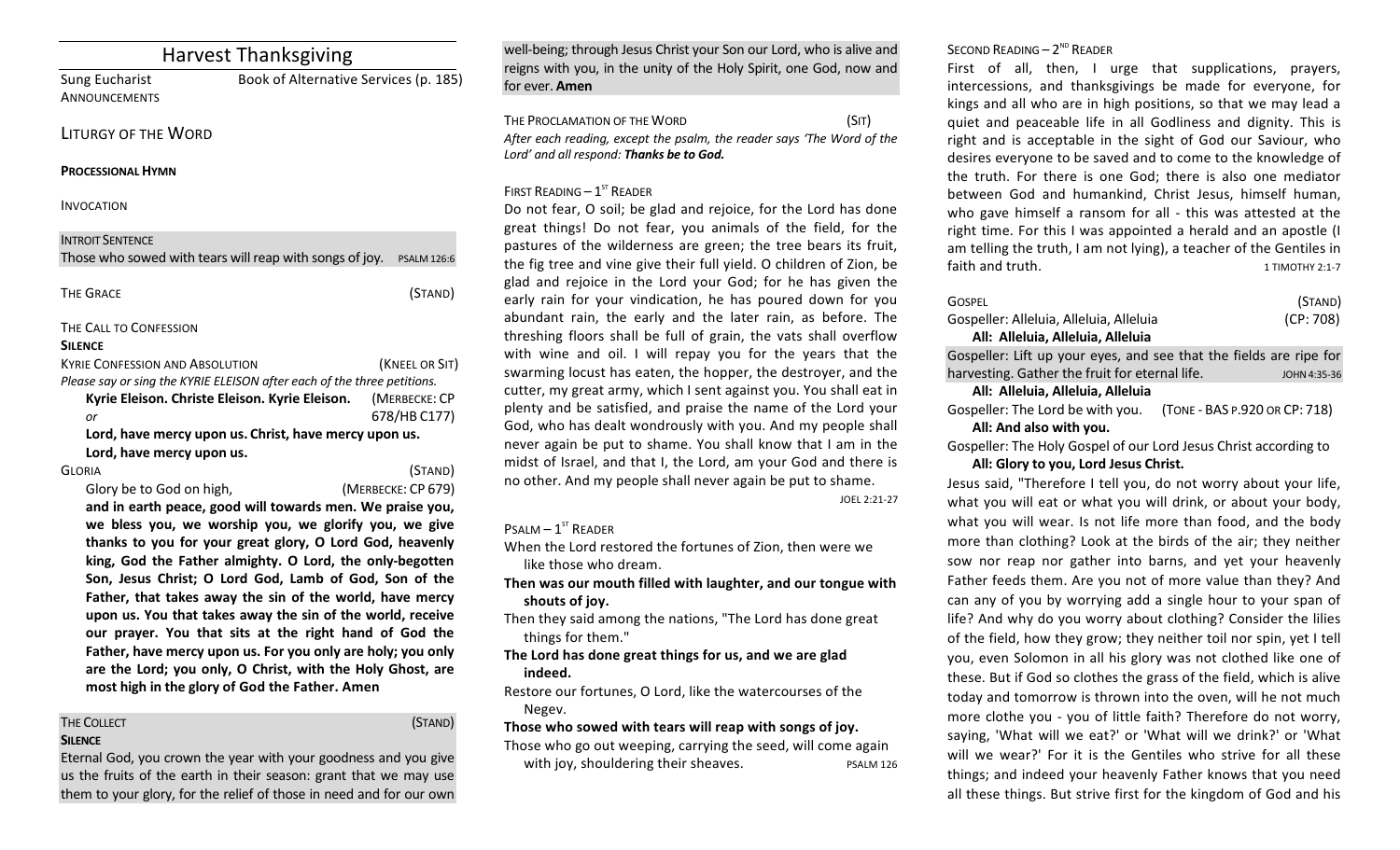# Harvest Thanksgiving

Sung Eucharist — Book of Alternative Services (p. 185)

ANNOUNCEMENTS

## LITURGY OF THE WORD

**PROCESSIONAL HYMN**

INVOCATION

INTROIT SENTENCE
Those who sowed with tears will reap with songs of joy. PSALM 126:6

THE GRACE (STAND)

THE CALL TO CONFESSION

**SILENCE**

KYRIE CONFESSION AND ABSOLUTION (KNEEL OR SIT)

*Please say or sing the KYRIE ELEISON after each of the three petitions.*

**Kyrie Eleison. Christe Eleison. Kyrie Eleison.** (MERBECKE: CP 678/HB C177)

*or*

**Lord, have mercy upon us. Christ, have mercy upon us. Lord, have mercy upon us.**

GLORIA (STAND)

Glory be to God on high, (MERBECKE: CP 679)

**and in earth peace, good will towards men. We praise you, we bless you, we worship you, we glorify you, we give thanks to you for your great glory, O Lord God, heavenly king, God the Father almighty. O Lord, the only-begotten Son, Jesus Christ; O Lord God, Lamb of God, Son of the Father, that takes away the sin of the world, have mercy upon us. You that takes away the sin of the world, receive our prayer. You that sits at the right hand of God the Father, have mercy upon us. For you only are holy; you only are the Lord; you only, O Christ, with the Holy Ghost, are most high in the glory of God the Father. Amen**

THE COLLECT (STAND)

**SILENCE**

Eternal God, you crown the year with your goodness and you give us the fruits of the earth in their season: grant that we may use them to your glory, for the relief of those in need and for our own well-being; through Jesus Christ your Son our Lord, who is alive and reigns with you, in the unity of the Holy Spirit, one God, now and for ever. **Amen**

THE PROCLAMATION OF THE WORD (SIT)

*After each reading, except the psalm, the reader says 'The Word of the Lord' and all respond: **Thanks be to God.***

FIRST READING – 1ST READER

Do not fear, O soil; be glad and rejoice, for the Lord has done great things! Do not fear, you animals of the field, for the pastures of the wilderness are green; the tree bears its fruit, the fig tree and vine give their full yield. O children of Zion, be glad and rejoice in the Lord your God; for he has given the early rain for your vindication, he has poured down for you abundant rain, the early and the later rain, as before. The threshing floors shall be full of grain, the vats shall overflow with wine and oil. I will repay you for the years that the swarming locust has eaten, the hopper, the destroyer, and the cutter, my great army, which I sent against you. You shall eat in plenty and be satisfied, and praise the name of the Lord your God, who has dealt wondrously with you. And my people shall never again be put to shame. You shall know that I am in the midst of Israel, and that I, the Lord, am your God and there is no other. And my people shall never again be put to shame. JOEL 2:21-27

PSALM – 1ST READER

When the Lord restored the fortunes of Zion, then were we like those who dream.

**Then was our mouth filled with laughter, and our tongue with shouts of joy.**

Then they said among the nations, "The Lord has done great things for them."

**The Lord has done great things for us, and we are glad indeed.**

Restore our fortunes, O Lord, like the watercourses of the Negev.

**Those who sowed with tears will reap with songs of joy.**

Those who go out weeping, carrying the seed, will come again with joy, shouldering their sheaves. PSALM 126

SECOND READING – 2ND READER

First of all, then, I urge that supplications, prayers, intercessions, and thanksgivings be made for everyone, for kings and all who are in high positions, so that we may lead a quiet and peaceable life in all Godliness and dignity. This is right and is acceptable in the sight of God our Saviour, who desires everyone to be saved and to come to the knowledge of the truth. For there is one God; there is also one mediator between God and humankind, Christ Jesus, himself human, who gave himself a ransom for all - this was attested at the right time. For this I was appointed a herald and an apostle (I am telling the truth, I am not lying), a teacher of the Gentiles in faith and truth. 1 TIMOTHY 2:1-7

GOSPEL (STAND)

Gospeller: Alleluia, Alleluia, Alleluia (CP: 708)

**All: Alleluia, Alleluia, Alleluia**

Gospeller: Lift up your eyes, and see that the fields are ripe for harvesting. Gather the fruit for eternal life. JOHN 4:35-36

**All: Alleluia, Alleluia, Alleluia**

Gospeller: The Lord be with you. (TONE - BAS P.920 OR CP: 718)

**All: And also with you.**

Gospeller: The Holy Gospel of our Lord Jesus Christ according to

**All: Glory to you, Lord Jesus Christ.**

Jesus said, "Therefore I tell you, do not worry about your life, what you will eat or what you will drink, or about your body, what you will wear. Is not life more than food, and the body more than clothing? Look at the birds of the air; they neither sow nor reap nor gather into barns, and yet your heavenly Father feeds them. Are you not of more value than they? And can any of you by worrying add a single hour to your span of life? And why do you worry about clothing? Consider the lilies of the field, how they grow; they neither toil nor spin, yet I tell you, even Solomon in all his glory was not clothed like one of these. But if God so clothes the grass of the field, which is alive today and tomorrow is thrown into the oven, will he not much more clothe you - you of little faith? Therefore do not worry, saying, 'What will we eat?' or 'What will we drink?' or 'What will we wear?' For it is the Gentiles who strive for all these things; and indeed your heavenly Father knows that you need all these things. But strive first for the kingdom of God and his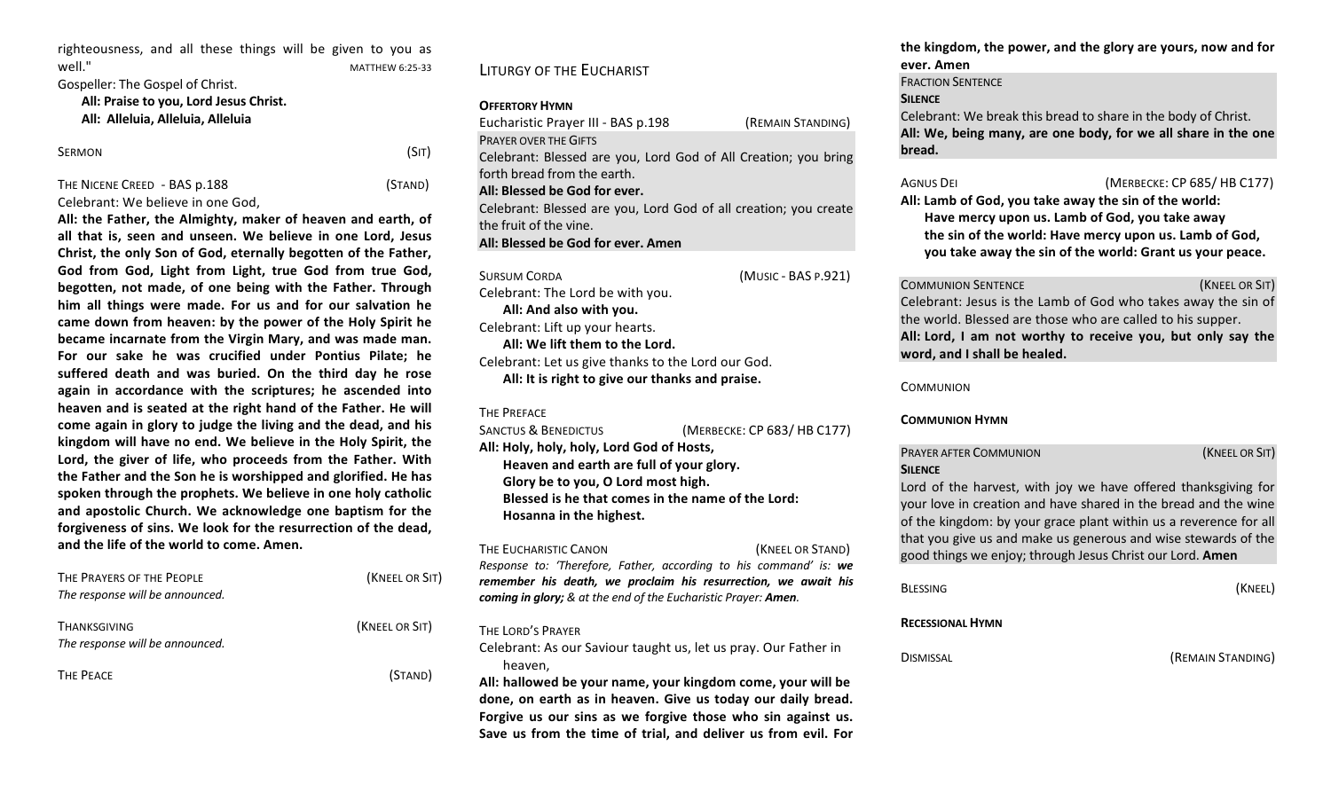righteousness, and all these things will be given to you as well." MATTHEW 6:25-33

Gospeller: The Gospel of Christ.

**All: Praise to you, Lord Jesus Christ.**

**All: Alleluia, Alleluia, Alleluia**

SERMON (SIT)

THE NICENE CREED - BAS p.188 (STAND)

Celebrant: We believe in one God,

**All: the Father, the Almighty, maker of heaven and earth, of all that is, seen and unseen. We believe in one Lord, Jesus Christ, the only Son of God, eternally begotten of the Father, God from God, Light from Light, true God from true God, begotten, not made, of one being with the Father. Through him all things were made. For us and for our salvation he came down from heaven: by the power of the Holy Spirit he became incarnate from the Virgin Mary, and was made man. For our sake he was crucified under Pontius Pilate; he suffered death and was buried. On the third day he rose again in accordance with the scriptures; he ascended into heaven and is seated at the right hand of the Father. He will come again in glory to judge the living and the dead, and his kingdom will have no end. We believe in the Holy Spirit, the Lord, the giver of life, who proceeds from the Father. With the Father and the Son he is worshipped and glorified. He has spoken through the prophets. We believe in one holy catholic and apostolic Church. We acknowledge one baptism for the forgiveness of sins. We look for the resurrection of the dead, and the life of the world to come. Amen.**

THE PRAYERS OF THE PEOPLE (KNEEL OR SIT)

*The response will be announced.*

THANKSGIVING (KNEEL OR SIT)

*The response will be announced.*

THE PEACE (STAND)

## LITURGY OF THE EUCHARIST

**OFFERTORY HYMN**

Eucharistic Prayer III - BAS p.198 (REMAIN STANDING)

PRAYER OVER THE GIFTS

Celebrant: Blessed are you, Lord God of All Creation; you bring forth bread from the earth.

**All: Blessed be God for ever.**

Celebrant: Blessed are you, Lord God of all creation; you create the fruit of the vine.

**All: Blessed be God for ever. Amen**

SURSUM CORDA (MUSIC - BAS P.921)

Celebrant: The Lord be with you.

**All: And also with you.**

Celebrant: Lift up your hearts.

**All: We lift them to the Lord.**

Celebrant: Let us give thanks to the Lord our God.

**All: It is right to give our thanks and praise.**

THE PREFACE

SANCTUS & BENEDICTUS (MERBECKE: CP 683/ HB C177)

**All: Holy, holy, holy, Lord God of Hosts,**
**Heaven and earth are full of your glory.**
**Glory be to you, O Lord most high.**
**Blessed is he that comes in the name of the Lord:**
**Hosanna in the highest.**

THE EUCHARISTIC CANON (KNEEL OR STAND)

*Response to: 'Therefore, Father, according to his command' is:* ***we remember his death, we proclaim his resurrection, we await his coming in glory;*** *& at the end of the Eucharistic Prayer:* ***Amen.***

THE LORD'S PRAYER

Celebrant: As our Saviour taught us, let us pray. Our Father in heaven,

**All: hallowed be your name, your kingdom come, your will be done, on earth as in heaven. Give us today our daily bread. Forgive us our sins as we forgive those who sin against us. Save us from the time of trial, and deliver us from evil. For the kingdom, the power, and the glory are yours, now and for ever. Amen**

FRACTION SENTENCE

**SILENCE**

Celebrant: We break this bread to share in the body of Christ.

**All: We, being many, are one body, for we all share in the one bread.**

AGNUS DEI (MERBECKE: CP 685/ HB C177)

**All: Lamb of God, you take away the sin of the world:**
**Have mercy upon us. Lamb of God, you take away the sin of the world: Have mercy upon us. Lamb of God, you take away the sin of the world: Grant us your peace.**

COMMUNION SENTENCE (KNEEL OR SIT)

Celebrant: Jesus is the Lamb of God who takes away the sin of the world. Blessed are those who are called to his supper.

**All: Lord, I am not worthy to receive you, but only say the word, and I shall be healed.**

COMMUNION

**COMMUNION HYMN**

PRAYER AFTER COMMUNION (KNEEL OR SIT)

**SILENCE**

Lord of the harvest, with joy we have offered thanksgiving for your love in creation and have shared in the bread and the wine of the kingdom: by your grace plant within us a reverence for all that you give us and make us generous and wise stewards of the good things we enjoy; through Jesus Christ our Lord. **Amen**

BLESSING (KNEEL)

**RECESSIONAL HYMN**

DISMISSAL (REMAIN STANDING)